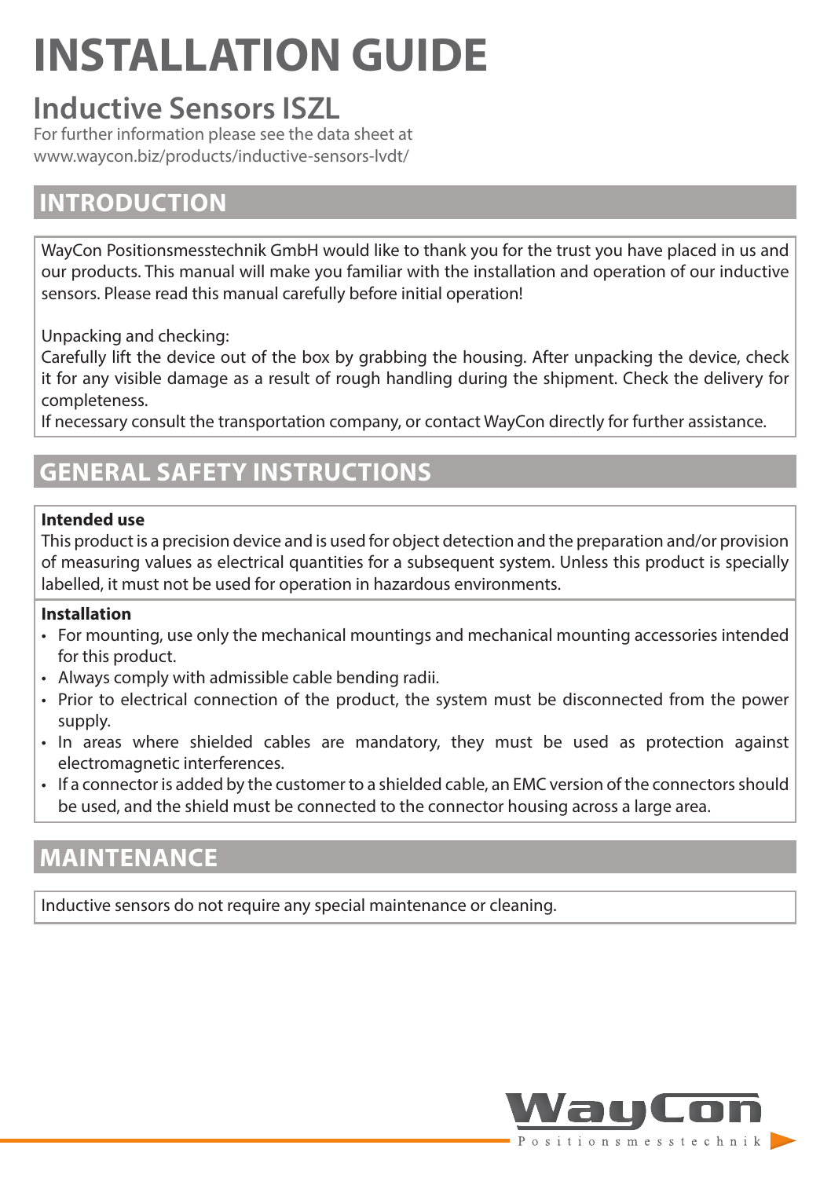# INSTALLATION GUIDE

## Inductive Sensors ISZL

For further information please see the data sheet at
www.waycon.biz/products/inductive-sensors-lvdt/

## INTRODUCTION

WayCon Positionsmesstechnik GmbH would like to thank you for the trust you have placed in us and our products. This manual will make you familiar with the installation and operation of our inductive sensors. Please read this manual carefully before initial operation!

Unpacking and checking:
Carefully lift the device out of the box by grabbing the housing. After unpacking the device, check it for any visible damage as a result of rough handling during the shipment. Check the delivery for completeness.
If necessary consult the transportation company, or contact WayCon directly for further assistance.

## GENERAL SAFETY INSTRUCTIONS

**Intended use**
This product is a precision device and is used for object detection and the preparation and/or provision of measuring values as electrical quantities for a subsequent system. Unless this product is specially labelled, it must not be used for operation in hazardous environments.

**Installation**

- For mounting, use only the mechanical mountings and mechanical mounting accessories intended for this product.
- Always comply with admissible cable bending radii.
- Prior to electrical connection of the product, the system must be disconnected from the power supply.
- In areas where shielded cables are mandatory, they must be used as protection against electromagnetic interferences.
- If a connector is added by the customer to a shielded cable, an EMC version of the connectors should be used, and the shield must be connected to the connector housing across a large area.

## MAINTENANCE

Inductive sensors do not require any special maintenance or cleaning.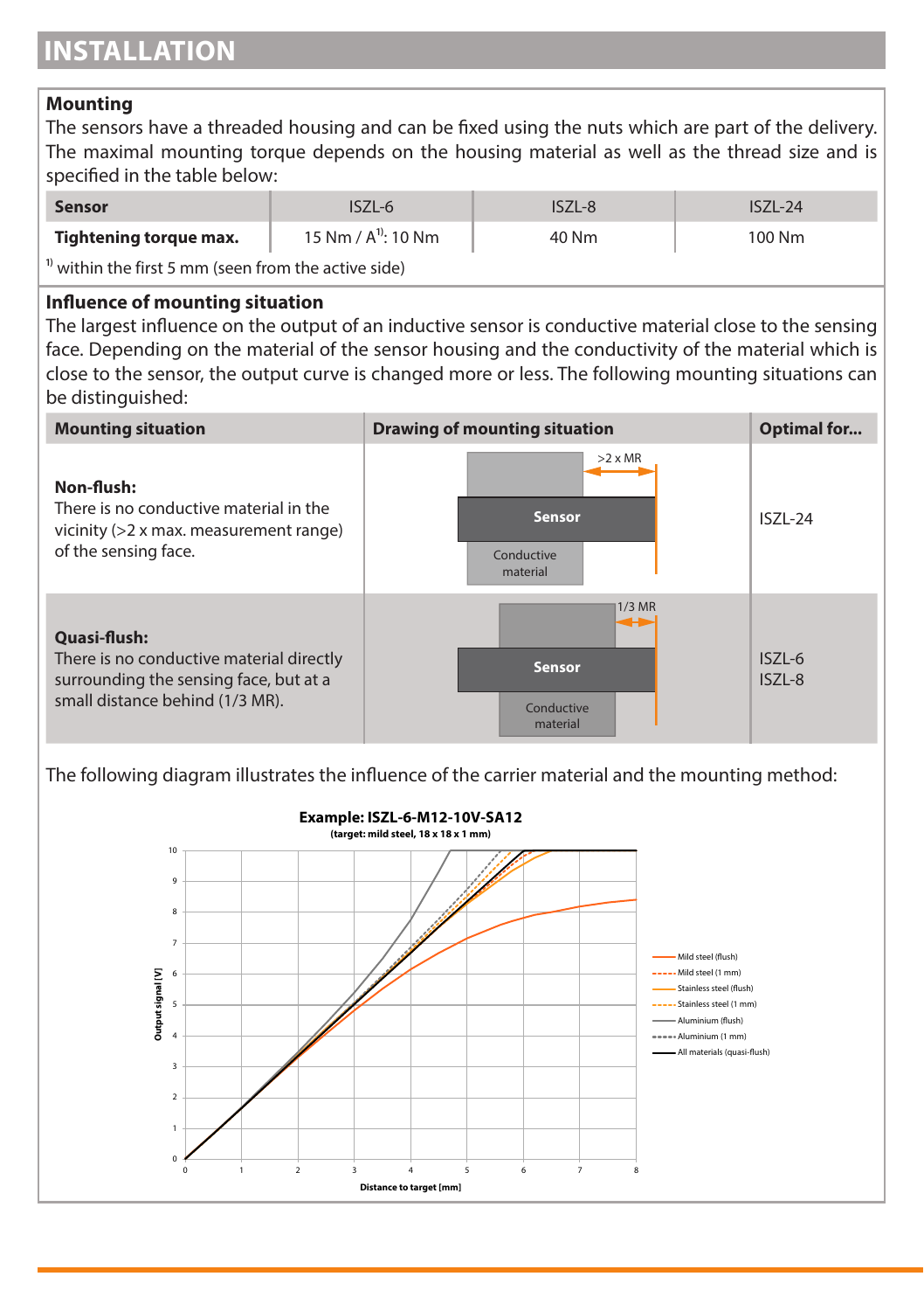# INSTALLATION

## Mounting

The sensors have a threaded housing and can be fixed using the nuts which are part of the delivery. The maximal mounting torque depends on the housing material as well as the thread size and is specified in the table below:

| Sensor | ISZL-6 | ISZL-8 | ISZL-24 |
|---|---|---|---|
| **Tightening torque max.** | 15 Nm / A[1]: 10 Nm | 40 Nm | 100 Nm |

[1] within the first 5 mm (seen from the active side)

## Influence of mounting situation

The largest influence on the output of an inductive sensor is conductive material close to the sensing face. Depending on the material of the sensor housing and the conductivity of the material which is close to the sensor, the output curve is changed more or less. The following mounting situations can be distinguished:

| Mounting situation | Drawing of mounting situation | Optimal for... |
|---|---|---|
| **Non-flush:** There is no conductive material in the vicinity (>2 x max. measurement range) of the sensing face. | >2 x MR; Sensor; Conductive material | ISZL-24 |
| **Quasi-flush:** There is no conductive material directly surrounding the sensing face, but at a small distance behind (1/3 MR). | 1/3 MR; Sensor; Conductive material | ISZL-6<br>ISZL-8 |

The following diagram illustrates the influence of the carrier material and the mounting method:

**Example: ISZL-6-M12-10V-SA12**
**(target: mild steel, 18 x 18 x 1 mm)**

Output signal [V] vs. Distance to target [mm]

Legend: Mild steel (flush); Mild steel (1 mm); Stainless steel (flush); Stainless steel (1 mm); Aluminium (flush); Aluminium (1 mm); All materials (quasi-flush)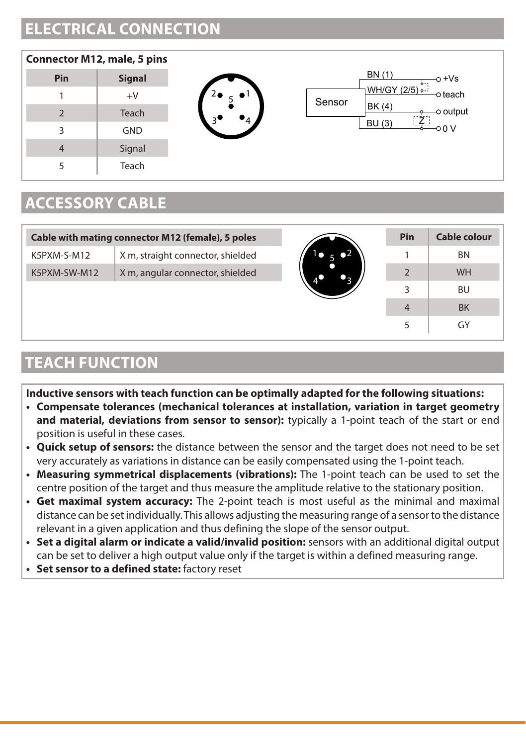## ELECTRICAL CONNECTION

**Connector M12, male, 5 pins**

| Pin | Signal |
|---|---|
| 1 | +V |
| 2 | Teach |
| 3 | GND |
| 4 | Signal |
| 5 | Teach |

## ACCESSORY CABLE

| Cable with mating connector M12 (female), 5 poles | |
|---|---|
| K5PXM-S-M12 | X m, straight connector, shielded |
| K5PXM-SW-M12 | X m, angular connector, shielded |

| Pin | Cable colour |
|---|---|
| 1 | BN |
| 2 | WH |
| 3 | BU |
| 4 | BK |
| 5 | GY |

## TEACH FUNCTION

**Inductive sensors with teach function can be optimally adapted for the following situations:**

- **Compensate tolerances (mechanical tolerances at installation, variation in target geometry and material, deviations from sensor to sensor):** typically a 1-point teach of the start or end position is useful in these cases.
- **Quick setup of sensors:** the distance between the sensor and the target does not need to be set very accurately as variations in distance can be easily compensated using the 1-point teach.
- **Measuring symmetrical displacements (vibrations):** The 1-point teach can be used to set the centre position of the target and thus measure the amplitude relative to the stationary position.
- **Get maximal system accuracy:** The 2-point teach is most useful as the minimal and maximal distance can be set individually. This allows adjusting the measuring range of a sensor to the distance relevant in a given application and thus defining the slope of the sensor output.
- **Set a digital alarm or indicate a valid/invalid position:** sensors with an additional digital output can be set to deliver a high output value only if the target is within a defined measuring range.
- **Set sensor to a defined state:** factory reset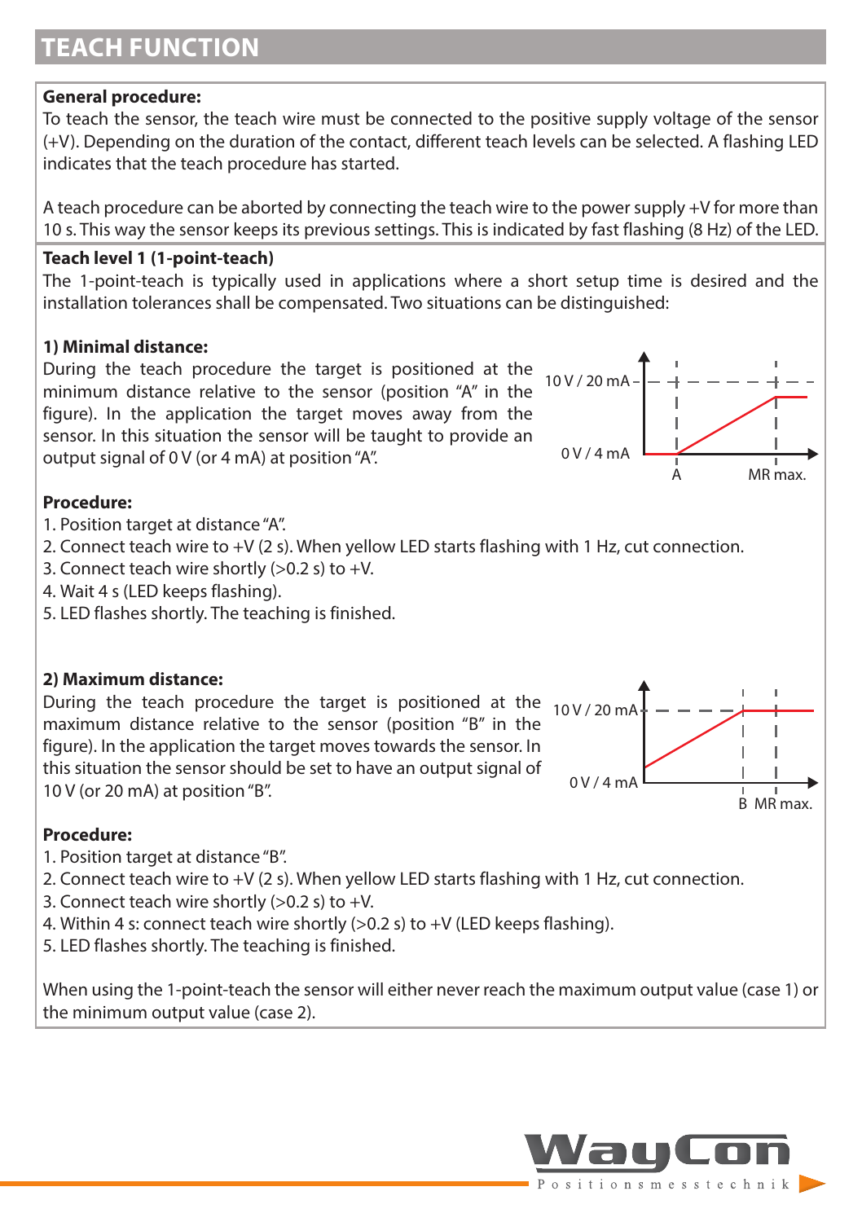# TEACH FUNCTION

**General procedure:**
To teach the sensor, the teach wire must be connected to the positive supply voltage of the sensor (+V). Depending on the duration of the contact, different teach levels can be selected. A flashing LED indicates that the teach procedure has started.

A teach procedure can be aborted by connecting the teach wire to the power supply +V for more than 10 s. This way the sensor keeps its previous settings. This is indicated by fast flashing (8 Hz) of the LED.

**Teach level 1 (1-point-teach)**
The 1-point-teach is typically used in applications where a short setup time is desired and the installation tolerances shall be compensated. Two situations can be distinguished:

**1) Minimal distance:**
During the teach procedure the target is positioned at the minimum distance relative to the sensor (position “A” in the figure). In the application the target moves away from the sensor. In this situation the sensor will be taught to provide an output signal of 0 V (or 4 mA) at position “A”.

**Procedure:**
1. Position target at distance “A”.
2. Connect teach wire to +V (2 s). When yellow LED starts flashing with 1 Hz, cut connection.
3. Connect teach wire shortly (>0.2 s) to +V.
4. Wait 4 s (LED keeps flashing).
5. LED flashes shortly. The teaching is finished.

**2) Maximum distance:**
During the teach procedure the target is positioned at the maximum distance relative to the sensor (position “B” in the figure). In the application the target moves towards the sensor. In this situation the sensor should be set to have an output signal of 10 V (or 20 mA) at position “B”.

**Procedure:**
1. Position target at distance “B”.
2. Connect teach wire to +V (2 s). When yellow LED starts flashing with 1 Hz, cut connection.
3. Connect teach wire shortly (>0.2 s) to +V.
4. Within 4 s: connect teach wire shortly (>0.2 s) to +V (LED keeps flashing).
5. LED flashes shortly. The teaching is finished.

When using the 1-point-teach the sensor will either never reach the maximum output value (case 1) or the minimum output value (case 2).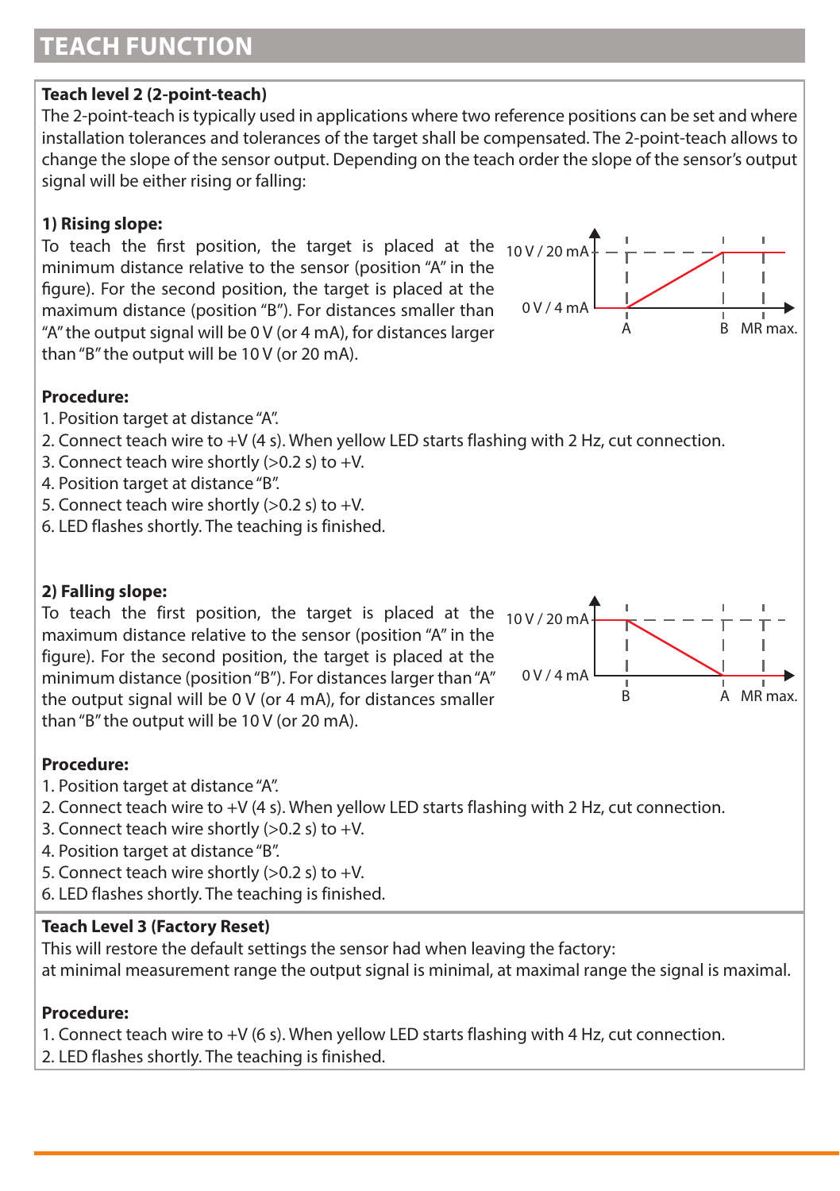# TEACH FUNCTION

**Teach level 2 (2-point-teach)**

The 2-point-teach is typically used in applications where two reference positions can be set and where installation tolerances and tolerances of the target shall be compensated. The 2-point-teach allows to change the slope of the sensor output. Depending on the teach order the slope of the sensor's output signal will be either rising or falling:

**1) Rising slope:**

To teach the first position, the target is placed at the minimum distance relative to the sensor (position "A" in the figure). For the second position, the target is placed at the maximum distance (position "B"). For distances smaller than "A" the output signal will be 0 V (or 4 mA), for distances larger than "B" the output will be 10 V (or 20 mA).

10 V / 20 mA

0 V / 4 mA

A B MR max.

**Procedure:**

1. Position target at distance "A".
2. Connect teach wire to +V (4 s). When yellow LED starts flashing with 2 Hz, cut connection.
3. Connect teach wire shortly (>0.2 s) to +V.
4. Position target at distance "B".
5. Connect teach wire shortly (>0.2 s) to +V.
6. LED flashes shortly. The teaching is finished.

**2) Falling slope:**

To teach the first position, the target is placed at the maximum distance relative to the sensor (position "A" in the figure). For the second position, the target is placed at the minimum distance (position "B"). For distances larger than "A" the output signal will be 0 V (or 4 mA), for distances smaller than "B" the output will be 10 V (or 20 mA).

10 V / 20 mA

0 V / 4 mA

B A MR max.

**Procedure:**

1. Position target at distance "A".
2. Connect teach wire to +V (4 s). When yellow LED starts flashing with 2 Hz, cut connection.
3. Connect teach wire shortly (>0.2 s) to +V.
4. Position target at distance "B".
5. Connect teach wire shortly (>0.2 s) to +V.
6. LED flashes shortly. The teaching is finished.

**Teach Level 3 (Factory Reset)**

This will restore the default settings the sensor had when leaving the factory:
at minimal measurement range the output signal is minimal, at maximal range the signal is maximal.

**Procedure:**

1. Connect teach wire to +V (6 s). When yellow LED starts flashing with 4 Hz, cut connection.
2. LED flashes shortly. The teaching is finished.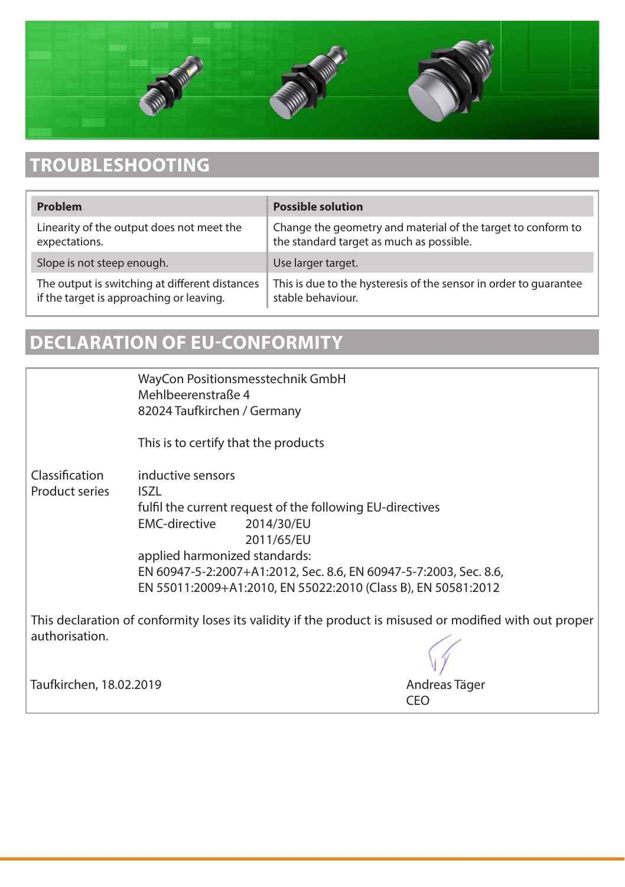## TROUBLESHOOTING

| Problem | Possible solution |
|---|---|
| Linearity of the output does not meet the expectations. | Change the geometry and material of the target to conform to the standard target as much as possible. |
| Slope is not steep enough. | Use larger target. |
| The output is switching at different distances if the target is approaching or leaving. | This is due to the hysteresis of the sensor in order to guarantee stable behaviour. |

## DECLARATION OF EU-CONFORMITY

WayCon Positionsmesstechnik GmbH
Mehlbeerenstraße 4
82024 Taufkirchen / Germany

This is to certify that the products

Classification: inductive sensors
Product series: ISZL

fulfil the current request of the following EU-directives

EMC-directive 2014/30/EU
2011/65/EU

applied harmonized standards:
EN 60947-5-2:2007+A1:2012, Sec. 8.6, EN 60947-5-7:2003, Sec. 8.6,
EN 55011:2009+A1:2010, EN 55022:2010 (Class B), EN 50581:2012

This declaration of conformity loses its validity if the product is misused or modified with out proper authorisation.

Taufkirchen, 18.02.2019

Andreas Täger
CEO